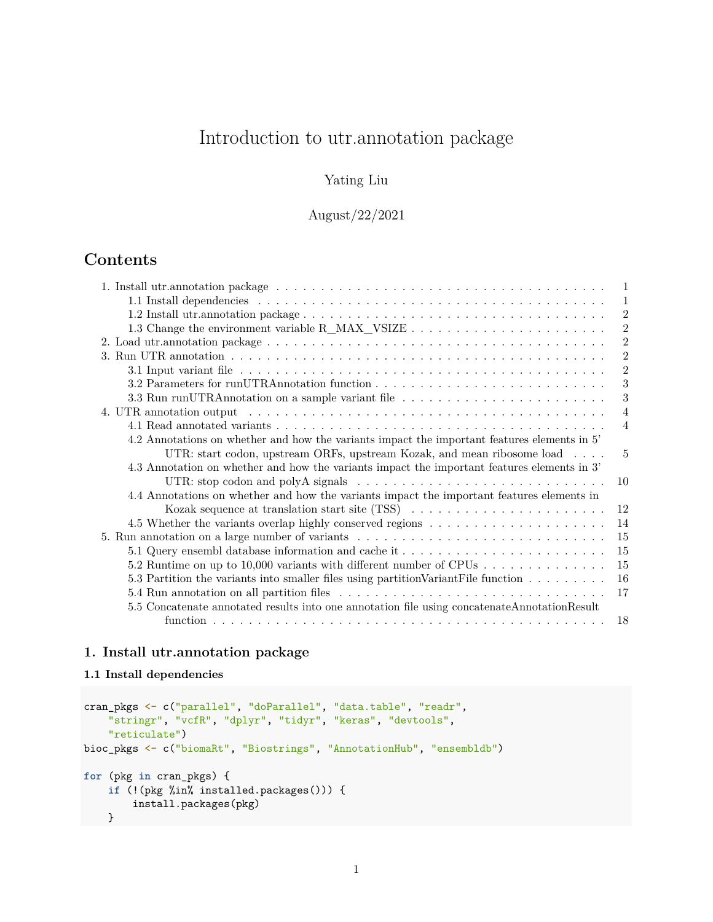# Introduction to utr.annotation package

Yating Liu

August/22/2021

## Contents

- 1. Install utr.annotation package . . . . . . . . . . . . . . . . . . . . . . . . . . . . . . . . . . . . . . 1
  - 1.1 Install dependencies . . . . . . . . . . . . . . . . . . . . . . . . . . . . . . . . . . . . . . . 1
  - 1.2 Install utr.annotation package . . . . . . . . . . . . . . . . . . . . . . . . . . . . . . . . . . 2
  - 1.3 Change the environment variable R_MAX_VSIZE . . . . . . . . . . . . . . . . . . . . . . . . 2
- 2. Load utr.annotation package . . . . . . . . . . . . . . . . . . . . . . . . . . . . . . . . . . . . . . 2
- 3. Run UTR annotation . . . . . . . . . . . . . . . . . . . . . . . . . . . . . . . . . . . . . . . . . . 2
  - 3.1 Input variant file . . . . . . . . . . . . . . . . . . . . . . . . . . . . . . . . . . . . . . . . . 2
  - 3.2 Parameters for runUTRAnnotation function . . . . . . . . . . . . . . . . . . . . . . . . . . . 3
  - 3.3 Run runUTRAnnotation on a sample variant file . . . . . . . . . . . . . . . . . . . . . . . . 3
- 4. UTR annotation output . . . . . . . . . . . . . . . . . . . . . . . . . . . . . . . . . . . . . . . . 4
  - 4.1 Read annotated variants . . . . . . . . . . . . . . . . . . . . . . . . . . . . . . . . . . . . . 4
  - 4.2 Annotations on whether and how the variants impact the important features elements in 5' UTR: start codon, upstream ORFs, upstream Kozak, and mean ribosome load . . . . 5
  - 4.3 Annotation on whether and how the variants impact the important features elements in 3' UTR: stop codon and polyA signals . . . . . . . . . . . . . . . . . . . . . . . . . . . . 10
  - 4.4 Annotations on whether and how the variants impact the important features elements in Kozak sequence at translation start site (TSS) . . . . . . . . . . . . . . . . . . . . . . . . 12
  - 4.5 Whether the variants overlap highly conserved regions . . . . . . . . . . . . . . . . . . . . 14
- 5. Run annotation on a large number of variants . . . . . . . . . . . . . . . . . . . . . . . . . . . . 15
  - 5.1 Query ensembl database information and cache it . . . . . . . . . . . . . . . . . . . . . . . 15
  - 5.2 Runtime on up to 10,000 variants with different number of CPUs . . . . . . . . . . . . . . 15
  - 5.3 Partition the variants into smaller files using partitionVariantFile function . . . . . . . . . 16
  - 5.4 Run annotation on all partition files . . . . . . . . . . . . . . . . . . . . . . . . . . . . . . 17
  - 5.5 Concatenate annotated results into one annotation file using concatenateAnnotationResult function . . . . . . . . . . . . . . . . . . . . . . . . . . . . . . . . . . . . . . . . . . . . 18

## 1. Install utr.annotation package

### 1.1 Install dependencies

```
cran_pkgs <- c("parallel", "doParallel", "data.table", "readr",
    "stringr", "vcfR", "dplyr", "tidyr", "keras", "devtools",
    "reticulate")
bioc_pkgs <- c("biomaRt", "Biostrings", "AnnotationHub", "ensembldb")

for (pkg in cran_pkgs) {
    if (!(pkg %in% installed.packages())) {
        install.packages(pkg)
    }
```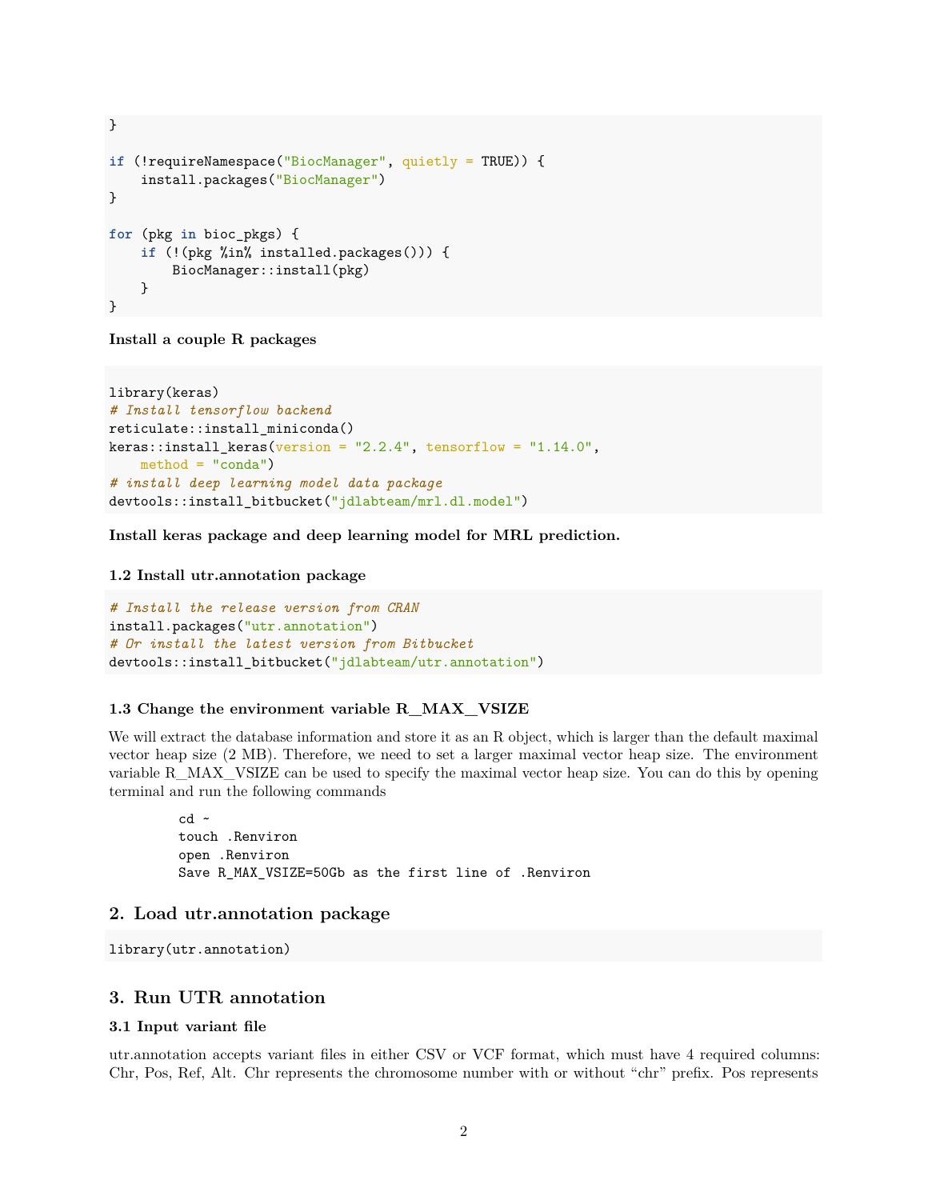```
}

if (!requireNamespace("BiocManager", quietly = TRUE)) {
    install.packages("BiocManager")
}

for (pkg in bioc_pkgs) {
    if (!(pkg %in% installed.packages())) {
        BiocManager::install(pkg)
    }
}
```

**Install a couple R packages**

```
library(keras)
# Install tensorflow backend
reticulate::install_miniconda()
keras::install_keras(version = "2.2.4", tensorflow = "1.14.0",
    method = "conda")
# install deep learning model data package
devtools::install_bitbucket("jdlabteam/mrl.dl.model")
```

**Install keras package and deep learning model for MRL prediction.**

### 1.2 Install utr.annotation package

```
# Install the release version from CRAN
install.packages("utr.annotation")
# Or install the latest version from Bitbucket
devtools::install_bitbucket("jdlabteam/utr.annotation")
```

### 1.3 Change the environment variable R_MAX_VSIZE

We will extract the database information and store it as an R object, which is larger than the default maximal vector heap size (2 MB). Therefore, we need to set a larger maximal vector heap size. The environment variable R_MAX_VSIZE can be used to specify the maximal vector heap size. You can do this by opening terminal and run the following commands

```
cd ~
touch .Renviron
open .Renviron
Save R_MAX_VSIZE=50Gb as the first line of .Renviron
```

## 2. Load utr.annotation package

```
library(utr.annotation)
```

## 3. Run UTR annotation

### 3.1 Input variant file

utr.annotation accepts variant files in either CSV or VCF format, which must have 4 required columns: Chr, Pos, Ref, Alt. Chr represents the chromosome number with or without "chr" prefix. Pos represents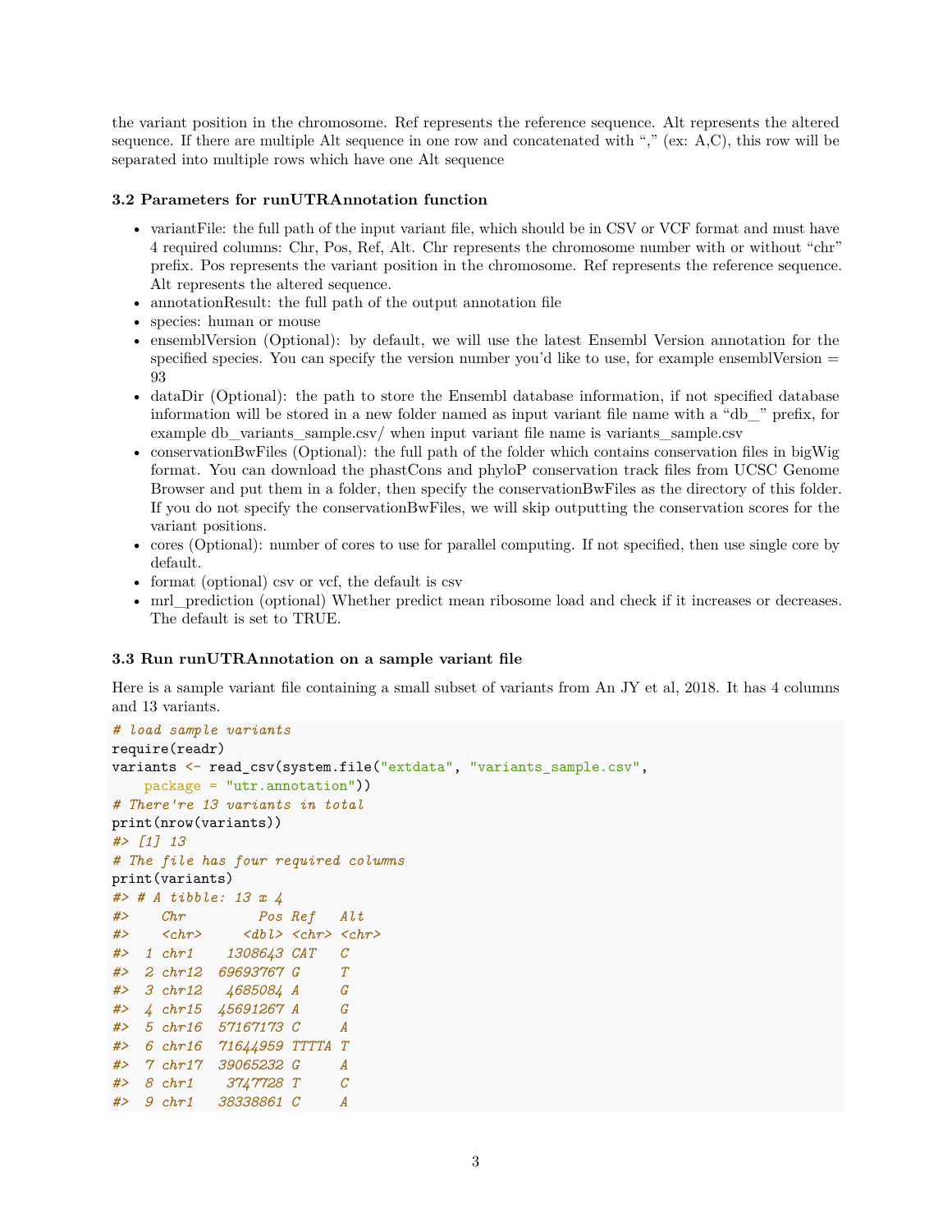the variant position in the chromosome. Ref represents the reference sequence. Alt represents the altered sequence. If there are multiple Alt sequence in one row and concatenated with "," (ex: A,C), this row will be separated into multiple rows which have one Alt sequence

### 3.2 Parameters for runUTRAnnotation function

- variantFile: the full path of the input variant file, which should be in CSV or VCF format and must have 4 required columns: Chr, Pos, Ref, Alt. Chr represents the chromosome number with or without "chr" prefix. Pos represents the variant position in the chromosome. Ref represents the reference sequence. Alt represents the altered sequence.
- annotationResult: the full path of the output annotation file
- species: human or mouse
- ensemblVersion (Optional): by default, we will use the latest Ensembl Version annotation for the specified species. You can specify the version number you'd like to use, for example ensemblVersion = 93
- dataDir (Optional): the path to store the Ensembl database information, if not specified database information will be stored in a new folder named as input variant file name with a "db_" prefix, for example db_variants_sample.csv/ when input variant file name is variants_sample.csv
- conservationBwFiles (Optional): the full path of the folder which contains conservation files in bigWig format. You can download the phastCons and phyloP conservation track files from UCSC Genome Browser and put them in a folder, then specify the conservationBwFiles as the directory of this folder. If you do not specify the conservationBwFiles, we will skip outputting the conservation scores for the variant positions.
- cores (Optional): number of cores to use for parallel computing. If not specified, then use single core by default.
- format (optional) csv or vcf, the default is csv
- mrl_prediction (optional) Whether predict mean ribosome load and check if it increases or decreases. The default is set to TRUE.

### 3.3 Run runUTRAnnotation on a sample variant file

Here is a sample variant file containing a small subset of variants from An JY et al, 2018. It has 4 columns and 13 variants.

```
# load sample variants
require(readr)
variants <- read_csv(system.file("extdata", "variants_sample.csv",
    package = "utr.annotation"))
# There're 13 variants in total
print(nrow(variants))
#> [1] 13
# The file has four required columns
print(variants)
#> # A tibble: 13 x 4
#>    Chr         Pos Ref   Alt
#>    <chr>     <dbl> <chr> <chr>
#>  1 chr1    1308643 CAT   C
#>  2 chr12  69693767 G     T
#>  3 chr12   4685084 A     G
#>  4 chr15  45691267 A     G
#>  5 chr16  57167173 C     A
#>  6 chr16  71644959 TTTTA T
#>  7 chr17  39065232 G     A
#>  8 chr1    3747728 T     C
#>  9 chr1   38338861 C     A
```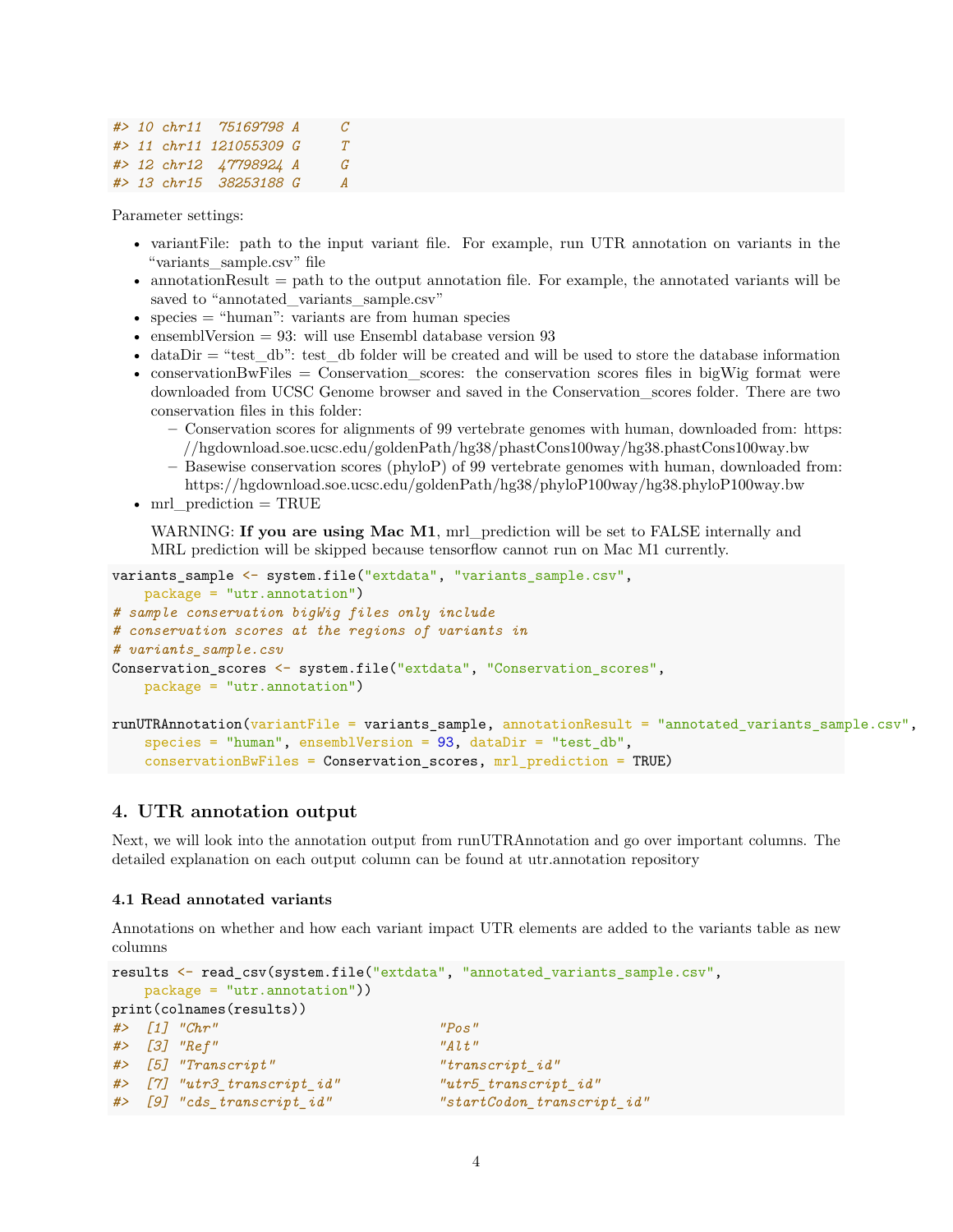```
#> 10 chr11  75169798 A     C
#> 11 chr11 121055309 G     T
#> 12 chr12  47798924 A     G
#> 13 chr15  38253188 G     A
```

Parameter settings:

- variantFile: path to the input variant file. For example, run UTR annotation on variants in the "variants_sample.csv" file
- annotationResult = path to the output annotation file. For example, the annotated variants will be saved to "annotated_variants_sample.csv"
- species = "human": variants are from human species
- ensemblVersion = 93: will use Ensembl database version 93
- dataDir = "test_db": test_db folder will be created and will be used to store the database information
- conservationBwFiles = Conservation_scores: the conservation scores files in bigWig format were downloaded from UCSC Genome browser and saved in the Conservation_scores folder. There are two conservation files in this folder:
  - Conservation scores for alignments of 99 vertebrate genomes with human, downloaded from: https://hgdownload.soe.ucsc.edu/goldenPath/hg38/phastCons100way/hg38.phastCons100way.bw
  - Basewise conservation scores (phyloP) of 99 vertebrate genomes with human, downloaded from: https://hgdownload.soe.ucsc.edu/goldenPath/hg38/phyloP100way/hg38.phyloP100way.bw
- mrl_prediction = TRUE

  WARNING: **If you are using Mac M1**, mrl_prediction will be set to FALSE internally and MRL prediction will be skipped because tensorflow cannot run on Mac M1 currently.

```
variants_sample <- system.file("extdata", "variants_sample.csv",
    package = "utr.annotation")
# sample conservation bigWig files only include
# conservation scores at the regions of variants in
# variants_sample.csv
Conservation_scores <- system.file("extdata", "Conservation_scores",
    package = "utr.annotation")

runUTRAnnotation(variantFile = variants_sample, annotationResult = "annotated_variants_sample.csv",
    species = "human", ensemblVersion = 93, dataDir = "test_db",
    conservationBwFiles = Conservation_scores, mrl_prediction = TRUE)
```

## 4. UTR annotation output

Next, we will look into the annotation output from runUTRAnnotation and go over important columns. The detailed explanation on each output column can be found at utr.annotation repository

### 4.1 Read annotated variants

Annotations on whether and how each variant impact UTR elements are added to the variants table as new columns

```
results <- read_csv(system.file("extdata", "annotated_variants_sample.csv",
    package = "utr.annotation"))
print(colnames(results))
#>  [1] "Chr"                          "Pos"
#>  [3] "Ref"                          "Alt"
#>  [5] "Transcript"                   "transcript_id"
#>  [7] "utr3_transcript_id"           "utr5_transcript_id"
#>  [9] "cds_transcript_id"            "startCodon_transcript_id"
```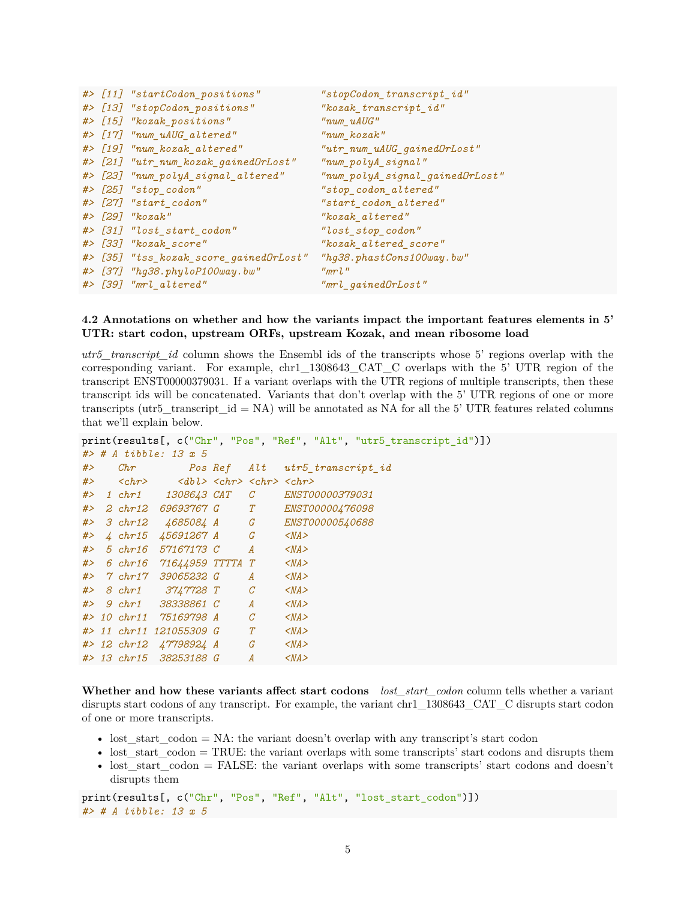```
#> [11] "startCodon_positions"          "stopCodon_transcript_id"
#> [13] "stopCodon_positions"           "kozak_transcript_id"
#> [15] "kozak_positions"               "num_uAUG"
#> [17] "num_uAUG_altered"              "num_kozak"
#> [19] "num_kozak_altered"             "utr_num_uAUG_gainedOrLost"
#> [21] "utr_num_kozak_gainedOrLost"    "num_polyA_signal"
#> [23] "num_polyA_signal_altered"      "num_polyA_signal_gainedOrLost"
#> [25] "stop_codon"                    "stop_codon_altered"
#> [27] "start_codon"                   "start_codon_altered"
#> [29] "kozak"                         "kozak_altered"
#> [31] "lost_start_codon"              "lost_stop_codon"
#> [33] "kozak_score"                   "kozak_altered_score"
#> [35] "tss_kozak_score_gainedOrLost"  "hg38.phastCons100way.bw"
#> [37] "hg38.phyloP100way.bw"          "mrl"
#> [39] "mrl_altered"                   "mrl_gainedOrLost"
```

#### 4.2 Annotations on whether and how the variants impact the important features elements in 5' UTR: start codon, upstream ORFs, upstream Kozak, and mean ribosome load

*utr5_transcript_id* column shows the Ensembl ids of the transcripts whose 5' regions overlap with the corresponding variant. For example, chr1_1308643_CAT_C overlaps with the 5' UTR region of the transcript ENST00000379031. If a variant overlaps with the UTR regions of multiple transcripts, then these transcript ids will be concatenated. Variants that don't overlap with the 5' UTR regions of one or more transcripts (utr5_transcript_id = NA) will be annotated as NA for all the 5' UTR features related columns that we'll explain below.

```
print(results[, c("Chr", "Pos", "Ref", "Alt", "utr5_transcript_id")])
#> # A tibble: 13 x 5
#>    Chr         Pos Ref   Alt   utr5_transcript_id
#>    <chr>     <dbl> <chr> <chr> <chr>
#>  1 chr1    1308643 CAT   C     ENST00000379031
#>  2 chr12  69693767 G     T     ENST00000476098
#>  3 chr12   4685084 A     G     ENST00000540688
#>  4 chr15  45691267 A     G     <NA>
#>  5 chr16  57167173 C     A     <NA>
#>  6 chr16  71644959 TTTTA T     <NA>
#>  7 chr17  39065232 G     A     <NA>
#>  8 chr1    3747728 T     C     <NA>
#>  9 chr1   38338861 C     A     <NA>
#> 10 chr11  75169798 A     C     <NA>
#> 11 chr11 121055309 G     T     <NA>
#> 12 chr12  47798924 A     G     <NA>
#> 13 chr15  38253188 G     A     <NA>
```

**Whether and how these variants affect start codons** *lost_start_codon* column tells whether a variant disrupts start codons of any transcript. For example, the variant chr1_1308643_CAT_C disrupts start codon of one or more transcripts.

- lost_start_codon = NA: the variant doesn't overlap with any transcript's start codon
- lost_start_codon = TRUE: the variant overlaps with some transcripts' start codons and disrupts them
- lost_start_codon = FALSE: the variant overlaps with some transcripts' start codons and doesn't disrupts them

```
print(results[, c("Chr", "Pos", "Ref", "Alt", "lost_start_codon")])
#> # A tibble: 13 x 5
```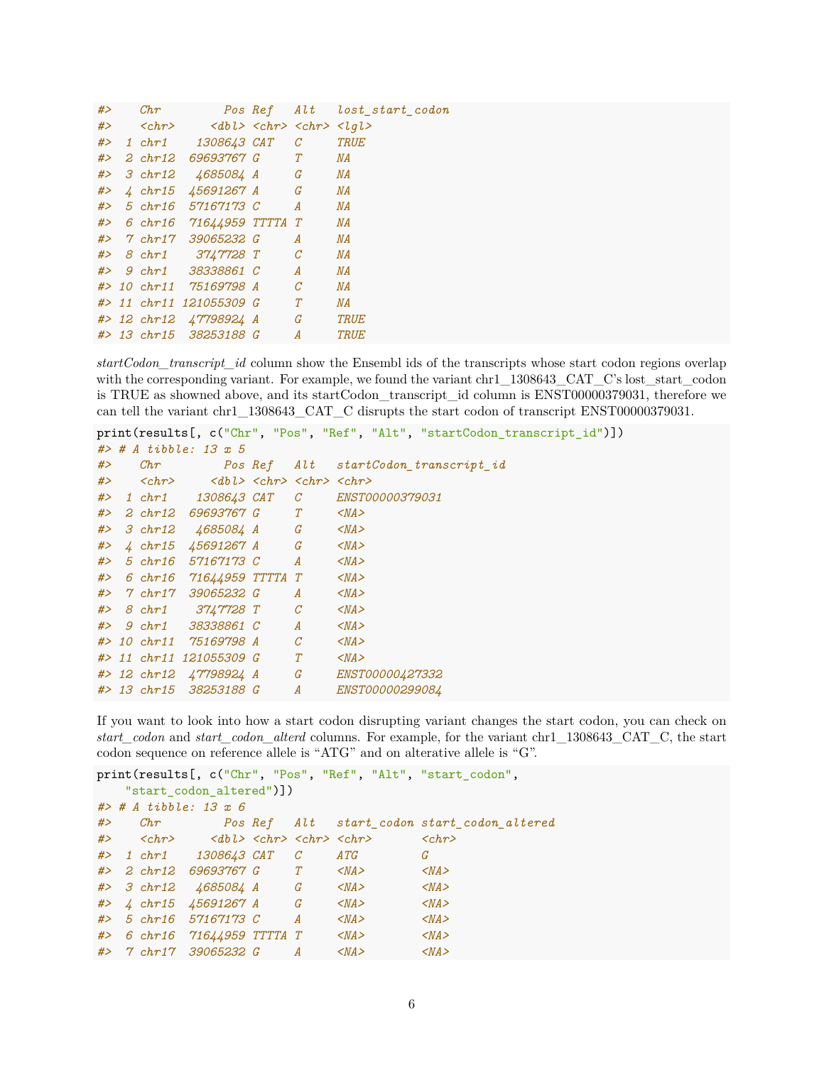```
#>    Chr         Pos Ref   Alt   lost_start_codon
#>    <chr>     <dbl> <chr> <chr> <lgl>
#>  1 chr1    1308643 CAT   C     TRUE
#>  2 chr12  69693767 G     T     NA
#>  3 chr12   4685084 A     G     NA
#>  4 chr15  45691267 A     G     NA
#>  5 chr16  57167173 C     A     NA
#>  6 chr16  71644959 TTTTA T     NA
#>  7 chr17  39065232 G     A     NA
#>  8 chr1    3747728 T     C     NA
#>  9 chr1   38338861 C     A     NA
#> 10 chr11  75169798 A     C     NA
#> 11 chr11 121055309 G     T     NA
#> 12 chr12  47798924 A     G     TRUE
#> 13 chr15  38253188 G     A     TRUE
```

*startCodon_transcript_id* column show the Ensembl ids of the transcripts whose start codon regions overlap with the corresponding variant. For example, we found the variant chr1_1308643_CAT_C's lost_start_codon is TRUE as showned above, and its startCodon_transcript_id column is ENST00000379031, therefore we can tell the variant chr1_1308643_CAT_C disrupts the start codon of transcript ENST00000379031.

```
print(results[, c("Chr", "Pos", "Ref", "Alt", "startCodon_transcript_id")])
#> # A tibble: 13 x 5
#>    Chr         Pos Ref   Alt   startCodon_transcript_id
#>    <chr>     <dbl> <chr> <chr> <chr>
#>  1 chr1    1308643 CAT   C     ENST00000379031
#>  2 chr12  69693767 G     T     <NA>
#>  3 chr12   4685084 A     G     <NA>
#>  4 chr15  45691267 A     G     <NA>
#>  5 chr16  57167173 C     A     <NA>
#>  6 chr16  71644959 TTTTA T     <NA>
#>  7 chr17  39065232 G     A     <NA>
#>  8 chr1    3747728 T     C     <NA>
#>  9 chr1   38338861 C     A     <NA>
#> 10 chr11  75169798 A     C     <NA>
#> 11 chr11 121055309 G     T     <NA>
#> 12 chr12  47798924 A     G     ENST00000427332
#> 13 chr15  38253188 G     A     ENST00000299084
```

If you want to look into how a start codon disrupting variant changes the start codon, you can check on *start_codon* and *start_codon_alterd* columns. For example, for the variant chr1_1308643_CAT_C, the start codon sequence on reference allele is "ATG" and on alterative allele is "G".

```
print(results[, c("Chr", "Pos", "Ref", "Alt", "start_codon",
    "start_codon_altered")])
#> # A tibble: 13 x 6
#>    Chr         Pos Ref   Alt   start_codon start_codon_altered
#>    <chr>     <dbl> <chr> <chr> <chr>       <chr>
#>  1 chr1    1308643 CAT   C     ATG         G
#>  2 chr12  69693767 G     T     <NA>        <NA>
#>  3 chr12   4685084 A     G     <NA>        <NA>
#>  4 chr15  45691267 A     G     <NA>        <NA>
#>  5 chr16  57167173 C     A     <NA>        <NA>
#>  6 chr16  71644959 TTTTA T     <NA>        <NA>
#>  7 chr17  39065232 G     A     <NA>        <NA>
```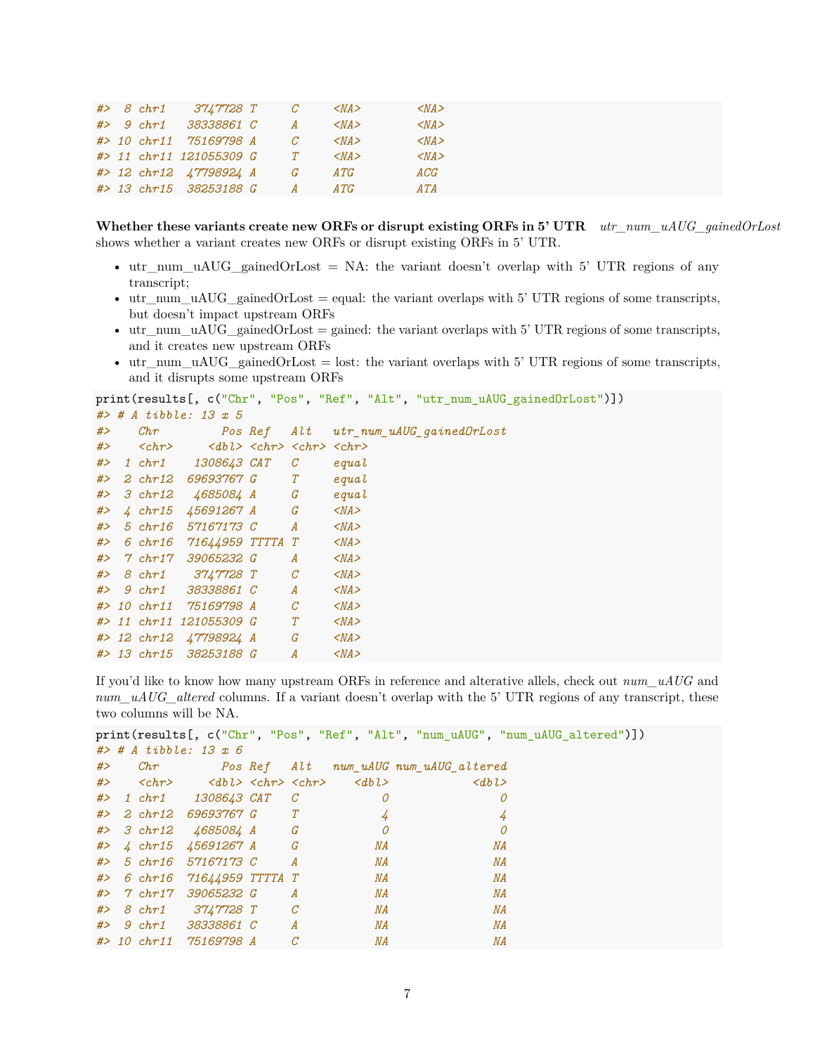```
#>  8 chr1    3747728 T     C     <NA>        <NA>
#>  9 chr1   38338861 C     A     <NA>        <NA>
#> 10 chr11  75169798 A     C     <NA>        <NA>
#> 11 chr11 121055309 G     T     <NA>        <NA>
#> 12 chr12  47798924 A     G     ATG         ACG
#> 13 chr15  38253188 G     A     ATG         ATA
```

**Whether these variants create new ORFs or disrupt existing ORFs in 5' UTR** *utr_num_uAUG_gainedOrLost* shows whether a variant creates new ORFs or disrupt existing ORFs in 5' UTR.

- utr_num_uAUG_gainedOrLost = NA: the variant doesn't overlap with 5' UTR regions of any transcript;
- utr_num_uAUG_gainedOrLost = equal: the variant overlaps with 5' UTR regions of some transcripts, but doesn't impact upstream ORFs
- utr_num_uAUG_gainedOrLost = gained: the variant overlaps with 5' UTR regions of some transcripts, and it creates new upstream ORFs
- utr_num_uAUG_gainedOrLost = lost: the variant overlaps with 5' UTR regions of some transcripts, and it disrupts some upstream ORFs

```
print(results[, c("Chr", "Pos", "Ref", "Alt", "utr_num_uAUG_gainedOrLost")])
#> # A tibble: 13 x 5
#>    Chr         Pos Ref   Alt   utr_num_uAUG_gainedOrLost
#>    <chr>     <dbl> <chr> <chr> <chr>
#>  1 chr1    1308643 CAT   C     equal
#>  2 chr12  69693767 G     T     equal
#>  3 chr12   4685084 A     G     equal
#>  4 chr15  45691267 A     G     <NA>
#>  5 chr16  57167173 C     A     <NA>
#>  6 chr16  71644959 TTTTA T     <NA>
#>  7 chr17  39065232 G     A     <NA>
#>  8 chr1    3747728 T     C     <NA>
#>  9 chr1   38338861 C     A     <NA>
#> 10 chr11  75169798 A     C     <NA>
#> 11 chr11 121055309 G     T     <NA>
#> 12 chr12  47798924 A     G     <NA>
#> 13 chr15  38253188 G     A     <NA>
```

If you'd like to know how many upstream ORFs in reference and alterative allels, check out *num_uAUG* and *num_uAUG_altered* columns. If a variant doesn't overlap with the 5' UTR regions of any transcript, these two columns will be NA.

```
print(results[, c("Chr", "Pos", "Ref", "Alt", "num_uAUG", "num_uAUG_altered")])
#> # A tibble: 13 x 6
#>    Chr         Pos Ref   Alt   num_uAUG num_uAUG_altered
#>    <chr>     <dbl> <chr> <chr>    <dbl>            <dbl>
#>  1 chr1    1308643 CAT   C            0                0
#>  2 chr12  69693767 G     T            4                4
#>  3 chr12   4685084 A     G            0                0
#>  4 chr15  45691267 A     G           NA               NA
#>  5 chr16  57167173 C     A           NA               NA
#>  6 chr16  71644959 TTTTA T           NA               NA
#>  7 chr17  39065232 G     A           NA               NA
#>  8 chr1    3747728 T     C           NA               NA
#>  9 chr1   38338861 C     A           NA               NA
#> 10 chr11  75169798 A     C           NA               NA
```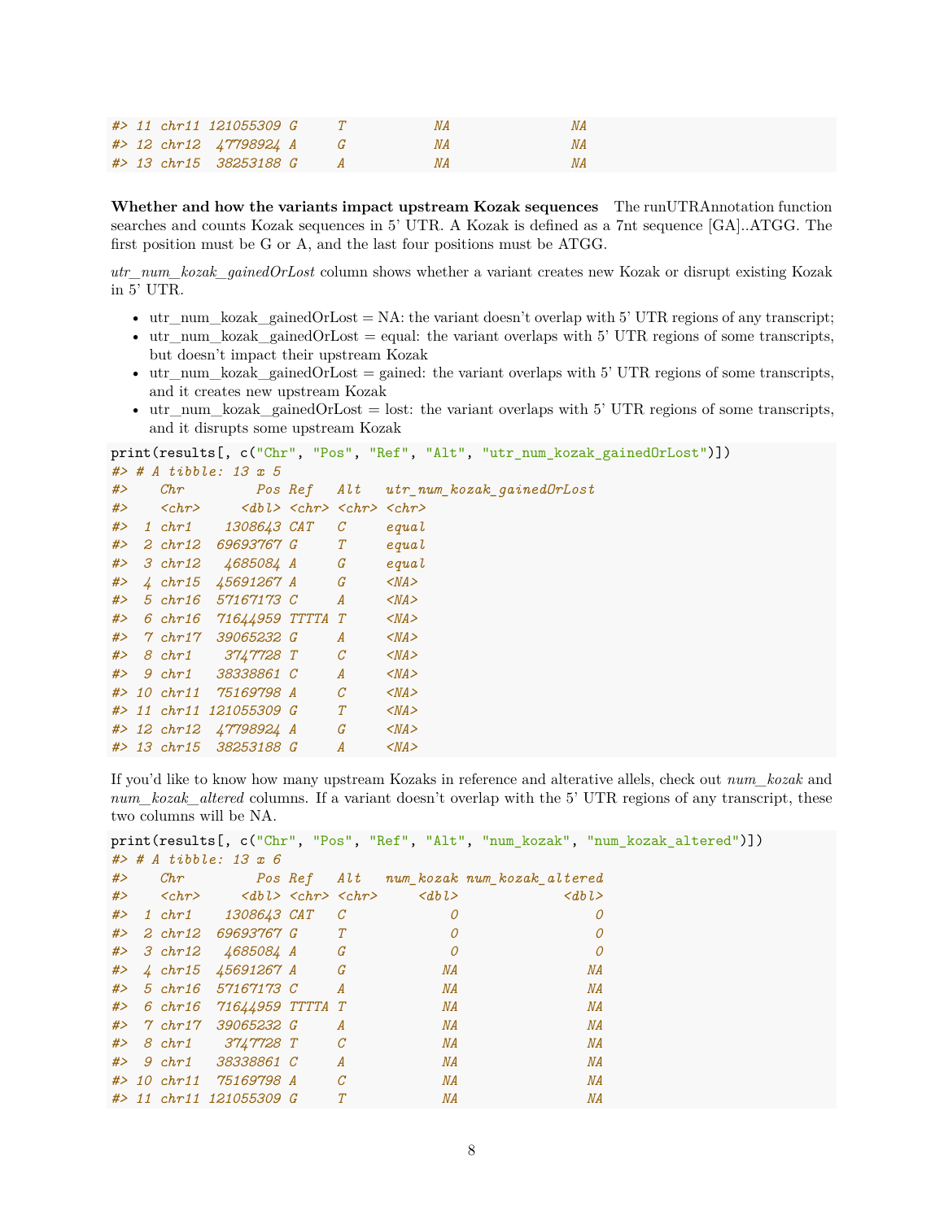```
#> 11 chr11 121055309 G     T           NA                NA
#> 12 chr12  47798924 A     G           NA                NA
#> 13 chr15  38253188 G     A           NA                NA
```

**Whether and how the variants impact upstream Kozak sequences** The runUTRAnnotation function searches and counts Kozak sequences in 5' UTR. A Kozak is defined as a 7nt sequence [GA]..ATGG. The first position must be G or A, and the last four positions must be ATGG.

*utr_num_kozak_gainedOrLost* column shows whether a variant creates new Kozak or disrupt existing Kozak in 5' UTR.

- utr_num_kozak_gainedOrLost = NA: the variant doesn't overlap with 5' UTR regions of any transcript;
- utr_num_kozak_gainedOrLost = equal: the variant overlaps with 5' UTR regions of some transcripts, but doesn't impact their upstream Kozak
- utr_num_kozak_gainedOrLost = gained: the variant overlaps with 5' UTR regions of some transcripts, and it creates new upstream Kozak
- utr_num_kozak_gainedOrLost = lost: the variant overlaps with 5' UTR regions of some transcripts, and it disrupts some upstream Kozak

```
print(results[, c("Chr", "Pos", "Ref", "Alt", "utr_num_kozak_gainedOrLost")])
#> # A tibble: 13 x 5
#>    Chr         Pos Ref   Alt   utr_num_kozak_gainedOrLost
#>    <chr>     <dbl> <chr> <chr> <chr>
#>  1 chr1    1308643 CAT   C     equal
#>  2 chr12  69693767 G     T     equal
#>  3 chr12   4685084 A     G     equal
#>  4 chr15  45691267 A     G     <NA>
#>  5 chr16  57167173 C     A     <NA>
#>  6 chr16  71644959 TTTTA T     <NA>
#>  7 chr17  39065232 G     A     <NA>
#>  8 chr1    3747728 T     C     <NA>
#>  9 chr1   38338861 C     A     <NA>
#> 10 chr11  75169798 A     C     <NA>
#> 11 chr11 121055309 G     T     <NA>
#> 12 chr12  47798924 A     G     <NA>
#> 13 chr15  38253188 G     A     <NA>
```

If you'd like to know how many upstream Kozaks in reference and alterative allels, check out *num_kozak* and *num_kozak_altered* columns. If a variant doesn't overlap with the 5' UTR regions of any transcript, these two columns will be NA.

```
print(results[, c("Chr", "Pos", "Ref", "Alt", "num_kozak", "num_kozak_altered")])
#> # A tibble: 13 x 6
#>    Chr         Pos Ref   Alt   num_kozak num_kozak_altered
#>    <chr>     <dbl> <chr> <chr>     <dbl>             <dbl>
#>  1 chr1    1308643 CAT   C             0                 0
#>  2 chr12  69693767 G     T             0                 0
#>  3 chr12   4685084 A     G             0                 0
#>  4 chr15  45691267 A     G            NA                NA
#>  5 chr16  57167173 C     A            NA                NA
#>  6 chr16  71644959 TTTTA T            NA                NA
#>  7 chr17  39065232 G     A            NA                NA
#>  8 chr1    3747728 T     C            NA                NA
#>  9 chr1   38338861 C     A            NA                NA
#> 10 chr11  75169798 A     C            NA                NA
#> 11 chr11 121055309 G     T            NA                NA
```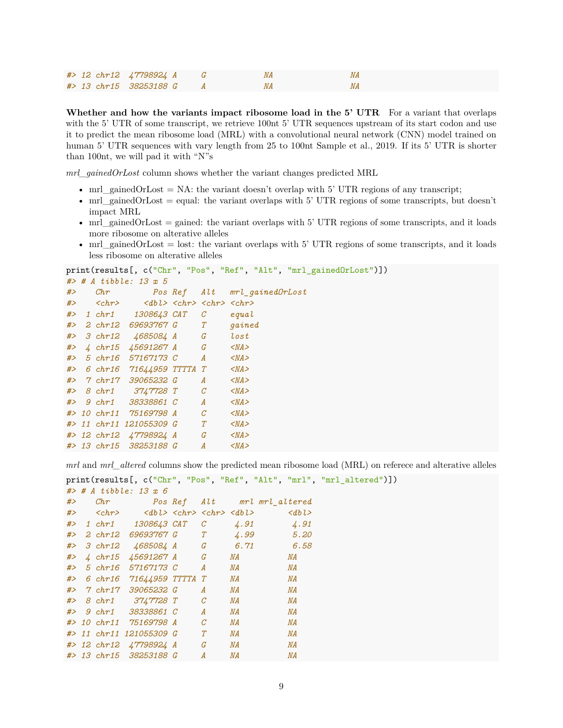```
#> 12 chr12  47798924 A     G             NA                  NA
#> 13 chr15  38253188 G     A             NA                  NA
```

**Whether and how the variants impact ribosome load in the 5' UTR** For a variant that overlaps with the 5' UTR of some transcript, we retrieve 100nt 5' UTR sequences upstream of its start codon and use it to predict the mean ribosome load (MRL) with a convolutional neural network (CNN) model trained on human 5' UTR sequences with vary length from 25 to 100nt Sample et al., 2019. If its 5' UTR is shorter than 100nt, we will pad it with "N"s

*mrl_gainedOrLost* column shows whether the variant changes predicted MRL

- mrl_gainedOrLost = NA: the variant doesn't overlap with 5' UTR regions of any transcript;
- mrl_gainedOrLost = equal: the variant overlaps with 5' UTR regions of some transcripts, but doesn't impact MRL
- mrl_gainedOrLost = gained: the variant overlaps with 5' UTR regions of some transcripts, and it loads more ribosome on alterative alleles
- mrl_gainedOrLost = lost: the variant overlaps with 5' UTR regions of some transcripts, and it loads less ribosome on alterative alleles

```
print(results[, c("Chr", "Pos", "Ref", "Alt", "mrl_gainedOrLost")])
#> # A tibble: 13 x 5
#>    Chr         Pos Ref   Alt   mrl_gainedOrLost
#>    <chr>     <dbl> <chr> <chr> <chr>
#>  1 chr1    1308643 CAT   C     equal
#>  2 chr12  69693767 G     T     gained
#>  3 chr12   4685084 A     G     lost
#>  4 chr15  45691267 A     G     <NA>
#>  5 chr16  57167173 C     A     <NA>
#>  6 chr16  71644959 TTTTA T     <NA>
#>  7 chr17  39065232 G     A     <NA>
#>  8 chr1    3747728 T     C     <NA>
#>  9 chr1   38338861 C     A     <NA>
#> 10 chr11  75169798 A     C     <NA>
#> 11 chr11 121055309 G     T     <NA>
#> 12 chr12  47798924 A     G     <NA>
#> 13 chr15  38253188 G     A     <NA>
```

*mrl* and *mrl_altered* columns show the predicted mean ribosome load (MRL) on referece and alterative alleles

```
print(results[, c("Chr", "Pos", "Ref", "Alt", "mrl", "mrl_altered")])
#> # A tibble: 13 x 6
#>    Chr         Pos Ref   Alt     mrl mrl_altered
#>    <chr>     <dbl> <chr> <chr> <dbl>       <dbl>
#>  1 chr1    1308643 CAT   C      4.91        4.91
#>  2 chr12  69693767 G     T      4.99        5.20
#>  3 chr12   4685084 A     G      6.71        6.58
#>  4 chr15  45691267 A     G     NA          NA
#>  5 chr16  57167173 C     A     NA          NA
#>  6 chr16  71644959 TTTTA T     NA          NA
#>  7 chr17  39065232 G     A     NA          NA
#>  8 chr1    3747728 T     C     NA          NA
#>  9 chr1   38338861 C     A     NA          NA
#> 10 chr11  75169798 A     C     NA          NA
#> 11 chr11 121055309 G     T     NA          NA
#> 12 chr12  47798924 A     G     NA          NA
#> 13 chr15  38253188 G     A     NA          NA
```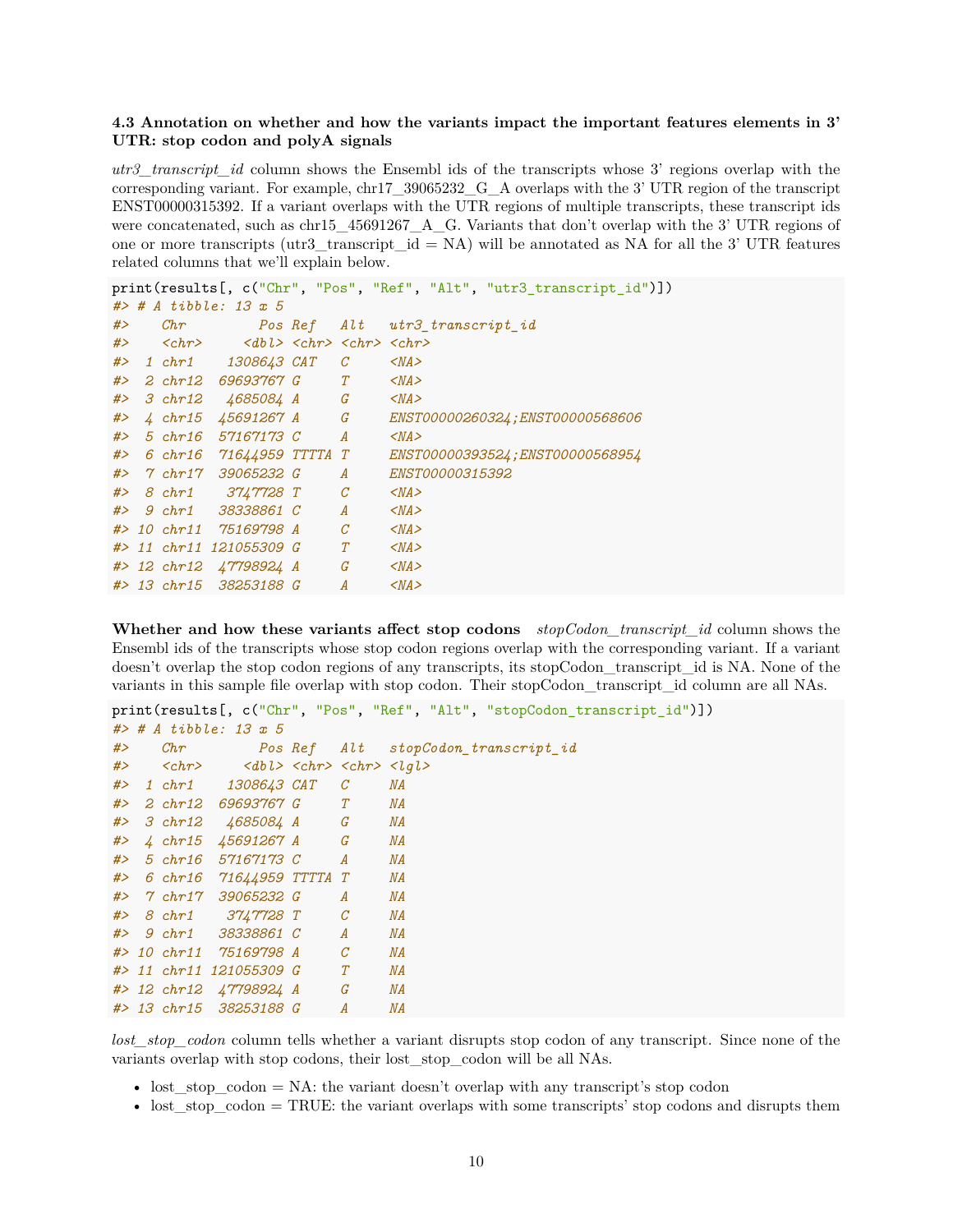#### 4.3 Annotation on whether and how the variants impact the important features elements in 3' UTR: stop codon and polyA signals

*utr3_transcript_id* column shows the Ensembl ids of the transcripts whose 3' regions overlap with the corresponding variant. For example, chr17_39065232_G_A overlaps with the 3' UTR region of the transcript ENST00000315392. If a variant overlaps with the UTR regions of multiple transcripts, these transcript ids were concatenated, such as chr15_45691267_A_G. Variants that don't overlap with the 3' UTR regions of one or more transcripts (utr3_transcript_id = NA) will be annotated as NA for all the 3' UTR features related columns that we'll explain below.

```
print(results[, c("Chr", "Pos", "Ref", "Alt", "utr3_transcript_id")])
#> # A tibble: 13 x 5
#>    Chr         Pos Ref   Alt   utr3_transcript_id
#>    <chr>     <dbl> <chr> <chr> <chr>
#>  1 chr1    1308643 CAT   C     <NA>
#>  2 chr12  69693767 G     T     <NA>
#>  3 chr12   4685084 A     G     <NA>
#>  4 chr15  45691267 A     G     ENST00000260324;ENST00000568606
#>  5 chr16  57167173 C     A     <NA>
#>  6 chr16  71644959 TTTTA T     ENST00000393524;ENST00000568954
#>  7 chr17  39065232 G     A     ENST00000315392
#>  8 chr1    3747728 T     C     <NA>
#>  9 chr1   38338861 C     A     <NA>
#> 10 chr11  75169798 A     C     <NA>
#> 11 chr11 121055309 G     T     <NA>
#> 12 chr12  47798924 A     G     <NA>
#> 13 chr15  38253188 G     A     <NA>
```

**Whether and how these variants affect stop codons** *stopCodon_transcript_id* column shows the Ensembl ids of the transcripts whose stop codon regions overlap with the corresponding variant. If a variant doesn't overlap the stop codon regions of any transcripts, its stopCodon_transcript_id is NA. None of the variants in this sample file overlap with stop codon. Their stopCodon_transcript_id column are all NAs.

```
print(results[, c("Chr", "Pos", "Ref", "Alt", "stopCodon_transcript_id")])
#> # A tibble: 13 x 5
#>    Chr         Pos Ref   Alt   stopCodon_transcript_id
#>    <chr>     <dbl> <chr> <chr> <lgl>
#>  1 chr1    1308643 CAT   C     NA
#>  2 chr12  69693767 G     T     NA
#>  3 chr12   4685084 A     G     NA
#>  4 chr15  45691267 A     G     NA
#>  5 chr16  57167173 C     A     NA
#>  6 chr16  71644959 TTTTA T     NA
#>  7 chr17  39065232 G     A     NA
#>  8 chr1    3747728 T     C     NA
#>  9 chr1   38338861 C     A     NA
#> 10 chr11  75169798 A     C     NA
#> 11 chr11 121055309 G     T     NA
#> 12 chr12  47798924 A     G     NA
#> 13 chr15  38253188 G     A     NA
```

*lost_stop_codon* column tells whether a variant disrupts stop codon of any transcript. Since none of the variants overlap with stop codons, their lost_stop_codon will be all NAs.

- lost_stop_codon = NA: the variant doesn't overlap with any transcript's stop codon
- lost_stop_codon = TRUE: the variant overlaps with some transcripts' stop codons and disrupts them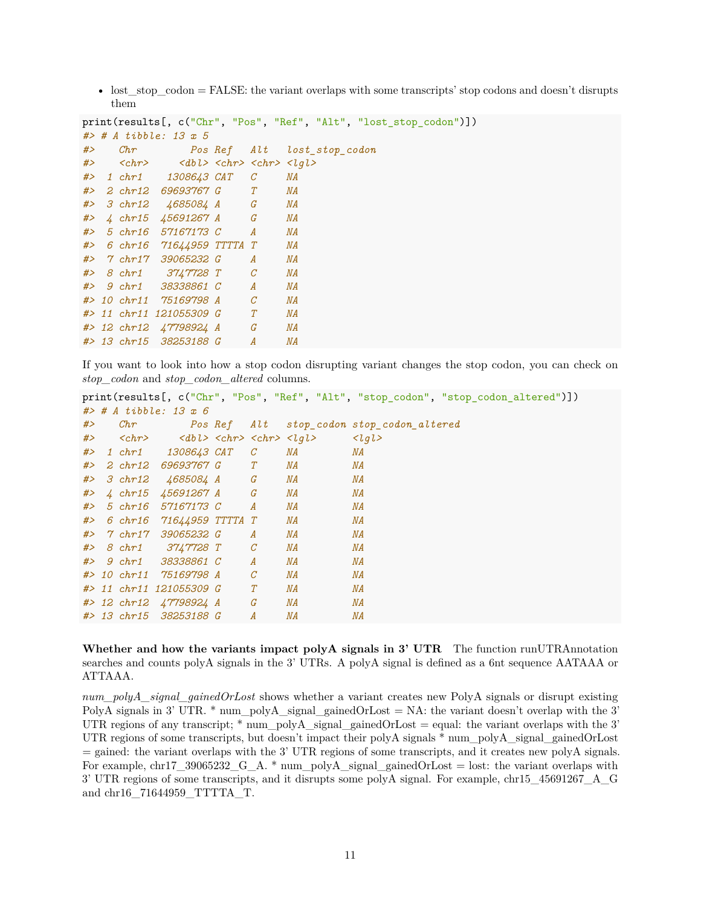- lost_stop_codon = FALSE: the variant overlaps with some transcripts' stop codons and doesn't disrupts them

```
print(results[, c("Chr", "Pos", "Ref", "Alt", "lost_stop_codon")])
#> # A tibble: 13 x 5
#>    Chr         Pos Ref   Alt   lost_stop_codon
#>    <chr>     <dbl> <chr> <chr> <lgl>
#>  1 chr1    1308643 CAT   C     NA
#>  2 chr12  69693767 G     T     NA
#>  3 chr12   4685084 A     G     NA
#>  4 chr15  45691267 A     G     NA
#>  5 chr16  57167173 C     A     NA
#>  6 chr16  71644959 TTTTA T     NA
#>  7 chr17  39065232 G     A     NA
#>  8 chr1    3747728 T     C     NA
#>  9 chr1   38338861 C     A     NA
#> 10 chr11  75169798 A     C     NA
#> 11 chr11 121055309 G     T     NA
#> 12 chr12  47798924 A     G     NA
#> 13 chr15  38253188 G     A     NA
```

If you want to look into how a stop codon disrupting variant changes the stop codon, you can check on *stop_codon* and *stop_codon_altered* columns.

```
print(results[, c("Chr", "Pos", "Ref", "Alt", "stop_codon", "stop_codon_altered")])
#> # A tibble: 13 x 6
#>    Chr         Pos Ref   Alt   stop_codon stop_codon_altered
#>    <chr>     <dbl> <chr> <chr> <lgl>      <lgl>
#>  1 chr1    1308643 CAT   C     NA         NA
#>  2 chr12  69693767 G     T     NA         NA
#>  3 chr12   4685084 A     G     NA         NA
#>  4 chr15  45691267 A     G     NA         NA
#>  5 chr16  57167173 C     A     NA         NA
#>  6 chr16  71644959 TTTTA T     NA         NA
#>  7 chr17  39065232 G     A     NA         NA
#>  8 chr1    3747728 T     C     NA         NA
#>  9 chr1   38338861 C     A     NA         NA
#> 10 chr11  75169798 A     C     NA         NA
#> 11 chr11 121055309 G     T     NA         NA
#> 12 chr12  47798924 A     G     NA         NA
#> 13 chr15  38253188 G     A     NA         NA
```

**Whether and how the variants impact polyA signals in 3' UTR** The function runUTRAnnotation searches and counts polyA signals in the 3' UTRs. A polyA signal is defined as a 6nt sequence AATAAA or ATTAAA.

*num_polyA_signal_gainedOrLost* shows whether a variant creates new PolyA signals or disrupt existing PolyA signals in 3' UTR. * num_polyA_signal_gainedOrLost = NA: the variant doesn't overlap with the 3' UTR regions of any transcript; * num_polyA_signal_gainedOrLost = equal: the variant overlaps with the 3' UTR regions of some transcripts, but doesn't impact their polyA signals * num_polyA_signal_gainedOrLost = gained: the variant overlaps with the 3' UTR regions of some transcripts, and it creates new polyA signals. For example, chr17_39065232_G_A. * num_polyA_signal_gainedOrLost = lost: the variant overlaps with 3' UTR regions of some transcripts, and it disrupts some polyA signal. For example, chr15_45691267_A_G and chr16_71644959_TTTTA_T.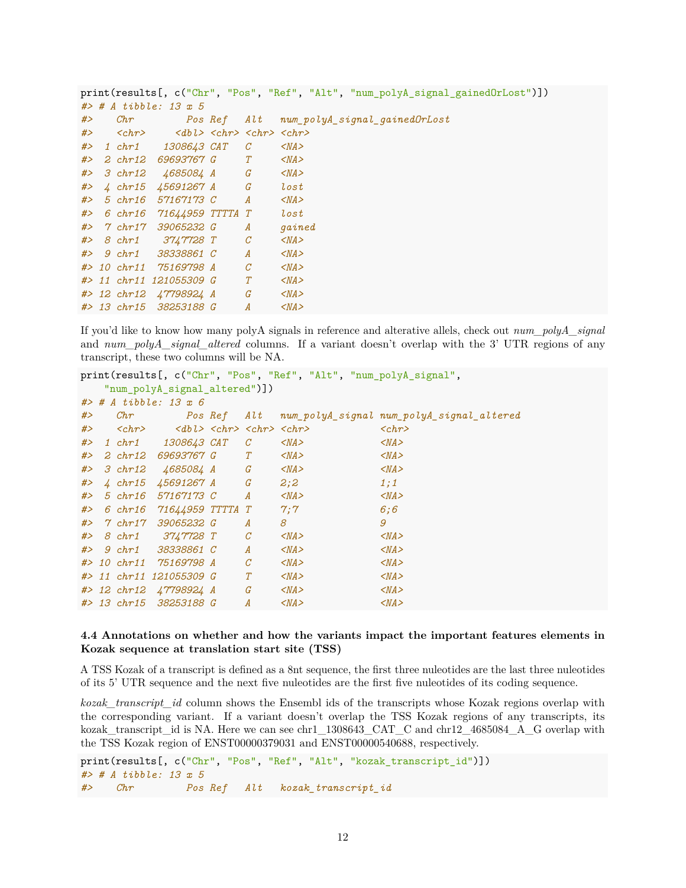```
print(results[, c("Chr", "Pos", "Ref", "Alt", "num_polyA_signal_gainedOrLost")])
#> # A tibble: 13 x 5
#>    Chr         Pos Ref   Alt   num_polyA_signal_gainedOrLost
#>    <chr>     <dbl> <chr> <chr> <chr>
#>  1 chr1    1308643 CAT   C     <NA>
#>  2 chr12  69693767 G     T     <NA>
#>  3 chr12   4685084 A     G     <NA>
#>  4 chr15  45691267 A     G     lost
#>  5 chr16  57167173 C     A     <NA>
#>  6 chr16  71644959 TTTTA T     lost
#>  7 chr17  39065232 G     A     gained
#>  8 chr1    3747728 T     C     <NA>
#>  9 chr1   38338861 C     A     <NA>
#> 10 chr11  75169798 A     C     <NA>
#> 11 chr11 121055309 G     T     <NA>
#> 12 chr12  47798924 A     G     <NA>
#> 13 chr15  38253188 G     A     <NA>
```

If you'd like to know how many polyA signals in reference and alterative alleles, check out *num_polyA_signal* and *num_polyA_signal_altered* columns. If a variant doesn't overlap with the 3' UTR regions of any transcript, these two columns will be NA.

```
print(results[, c("Chr", "Pos", "Ref", "Alt", "num_polyA_signal",
    "num_polyA_signal_altered")])
#> # A tibble: 13 x 6
#>    Chr         Pos Ref   Alt   num_polyA_signal num_polyA_signal_altered
#>    <chr>     <dbl> <chr> <chr> <chr>            <chr>
#>  1 chr1    1308643 CAT   C     <NA>             <NA>
#>  2 chr12  69693767 G     T     <NA>             <NA>
#>  3 chr12   4685084 A     G     <NA>             <NA>
#>  4 chr15  45691267 A     G     2;2              1;1
#>  5 chr16  57167173 C     A     <NA>             <NA>
#>  6 chr16  71644959 TTTTA T     7;7              6;6
#>  7 chr17  39065232 G     A     8                9
#>  8 chr1    3747728 T     C     <NA>             <NA>
#>  9 chr1   38338861 C     A     <NA>             <NA>
#> 10 chr11  75169798 A     C     <NA>             <NA>
#> 11 chr11 121055309 G     T     <NA>             <NA>
#> 12 chr12  47798924 A     G     <NA>             <NA>
#> 13 chr15  38253188 G     A     <NA>             <NA>
```

### 4.4 Annotations on whether and how the variants impact the important features elements in Kozak sequence at translation start site (TSS)

A TSS Kozak of a transcript is defined as a 8nt sequence, the first three nuleotides are the last three nuleotides of its 5' UTR sequence and the next five nuleotides are the first five nuleotides of its coding sequence.

*kozak_transcript_id* column shows the Ensembl ids of the transcripts whose Kozak regions overlap with the corresponding variant. If a variant doesn't overlap the TSS Kozak regions of any transcripts, its kozak_transcript_id is NA. Here we can see chr1_1308643_CAT_C and chr12_4685084_A_G overlap with the TSS Kozak region of ENST00000379031 and ENST00000540688, respectively.

```
print(results[, c("Chr", "Pos", "Ref", "Alt", "kozak_transcript_id")])
#> # A tibble: 13 x 5
#>    Chr         Pos Ref   Alt   kozak_transcript_id
```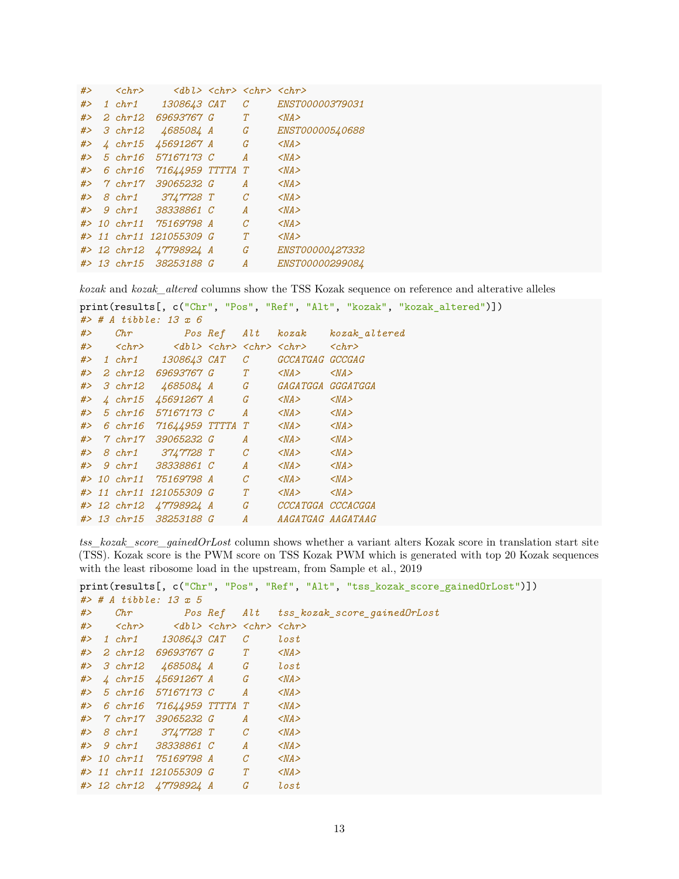```
#>    <chr>      <dbl> <chr> <chr> <chr>
#>  1 chr1     1308643 CAT   C     ENST00000379031
#>  2 chr12   69693767 G     T     <NA>
#>  3 chr12    4685084 A     G     ENST00000540688
#>  4 chr15   45691267 A     G     <NA>
#>  5 chr16   57167173 C     A     <NA>
#>  6 chr16   71644959 TTTTA T     <NA>
#>  7 chr17   39065232 G     A     <NA>
#>  8 chr1     3747728 T     C     <NA>
#>  9 chr1    38338861 C     A     <NA>
#> 10 chr11   75169798 A     C     <NA>
#> 11 chr11  121055309 G     T     <NA>
#> 12 chr12   47798924 A     G     ENST00000427332
#> 13 chr15   38253188 G     A     ENST00000299084
```

*kozak* and *kozak_altered* columns show the TSS Kozak sequence on reference and alterative alleles

```
print(results[, c("Chr", "Pos", "Ref", "Alt", "kozak", "kozak_altered")])
#> # A tibble: 13 x 6
#>    Chr          Pos Ref   Alt   kozak    kozak_altered
#>    <chr>      <dbl> <chr> <chr> <chr>    <chr>
#>  1 chr1     1308643 CAT   C     GCCATGAG GCCGAG
#>  2 chr12   69693767 G     T     <NA>     <NA>
#>  3 chr12    4685084 A     G     GAGATGGA GGGATGGA
#>  4 chr15   45691267 A     G     <NA>     <NA>
#>  5 chr16   57167173 C     A     <NA>     <NA>
#>  6 chr16   71644959 TTTTA T     <NA>     <NA>
#>  7 chr17   39065232 G     A     <NA>     <NA>
#>  8 chr1     3747728 T     C     <NA>     <NA>
#>  9 chr1    38338861 C     A     <NA>     <NA>
#> 10 chr11   75169798 A     C     <NA>     <NA>
#> 11 chr11  121055309 G     T     <NA>     <NA>
#> 12 chr12   47798924 A     G     CCCATGGA CCCACGGA
#> 13 chr15   38253188 G     A     AAGATGAG AAGATAAG
```

*tss_kozak_score_gainedOrLost* column shows whether a variant alters Kozak score in translation start site (TSS). Kozak score is the PWM score on TSS Kozak PWM which is generated with top 20 Kozak sequences with the least ribosome load in the upstream, from Sample et al., 2019

```
print(results[, c("Chr", "Pos", "Ref", "Alt", "tss_kozak_score_gainedOrLost")])
#> # A tibble: 13 x 5
#>    Chr          Pos Ref   Alt   tss_kozak_score_gainedOrLost
#>    <chr>      <dbl> <chr> <chr> <chr>
#>  1 chr1     1308643 CAT   C     lost
#>  2 chr12   69693767 G     T     <NA>
#>  3 chr12    4685084 A     G     lost
#>  4 chr15   45691267 A     G     <NA>
#>  5 chr16   57167173 C     A     <NA>
#>  6 chr16   71644959 TTTTA T     <NA>
#>  7 chr17   39065232 G     A     <NA>
#>  8 chr1     3747728 T     C     <NA>
#>  9 chr1    38338861 C     A     <NA>
#> 10 chr11   75169798 A     C     <NA>
#> 11 chr11  121055309 G     T     <NA>
#> 12 chr12   47798924 A     G     lost
```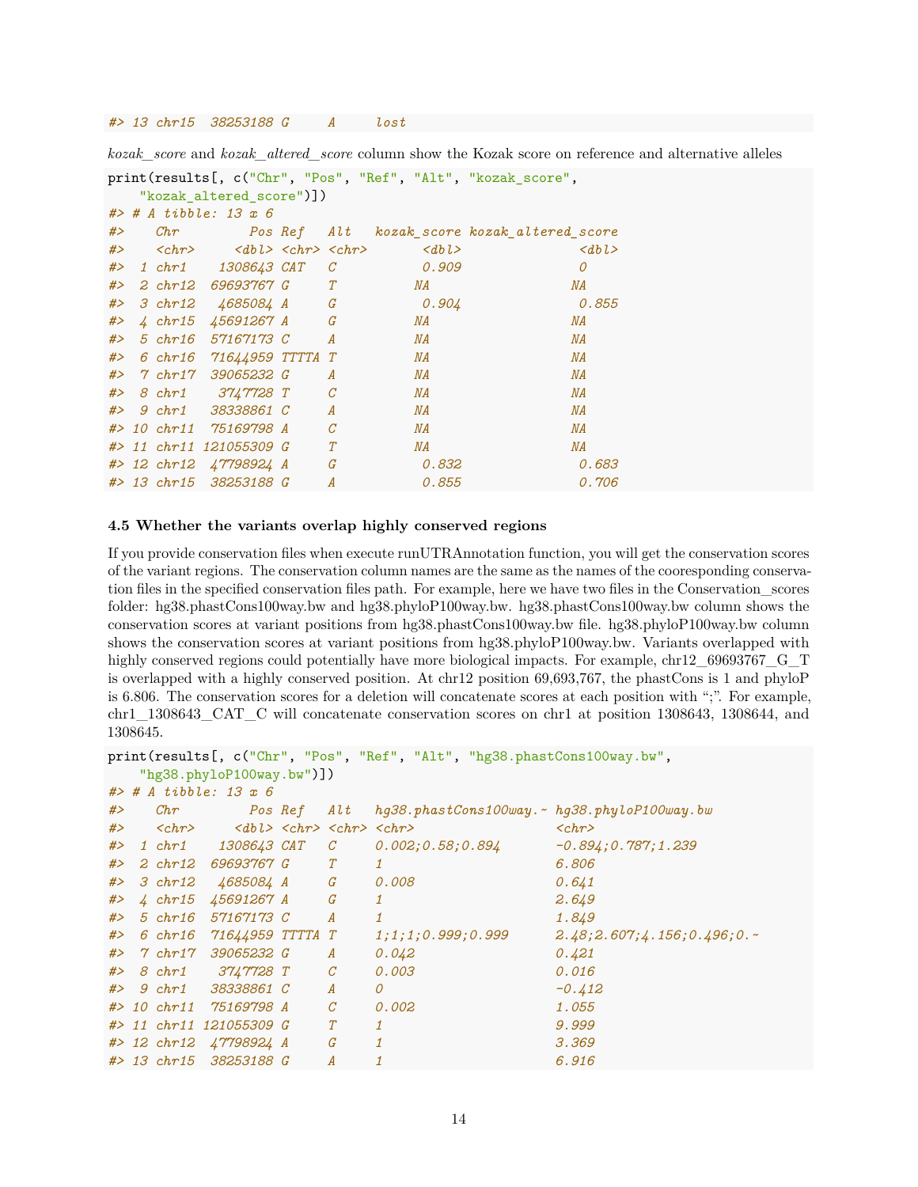```
#> 13 chr15  38253188 G     A     lost
```

*kozak_score* and *kozak_altered_score* column show the Kozak score on reference and alternative alleles

```
print(results[, c("Chr", "Pos", "Ref", "Alt", "kozak_score",
    "kozak_altered_score")])
#> # A tibble: 13 x 6
#>    Chr         Pos Ref   Alt   kozak_score kozak_altered_score
#>    <chr>     <dbl> <chr> <chr>       <dbl>               <dbl>
#>  1 chr1    1308643 CAT   C           0.909               0
#>  2 chr12  69693767 G     T          NA                  NA
#>  3 chr12   4685084 A     G           0.904               0.855
#>  4 chr15  45691267 A     G          NA                  NA
#>  5 chr16  57167173 C     A          NA                  NA
#>  6 chr16  71644959 TTTTA T          NA                  NA
#>  7 chr17  39065232 G     A          NA                  NA
#>  8 chr1    3747728 T     C          NA                  NA
#>  9 chr1   38338861 C     A          NA                  NA
#> 10 chr11  75169798 A     C          NA                  NA
#> 11 chr11 121055309 G     T          NA                  NA
#> 12 chr12  47798924 A     G           0.832               0.683
#> 13 chr15  38253188 G     A           0.855               0.706
```

#### 4.5 Whether the variants overlap highly conserved regions

If you provide conservation files when execute runUTRAnnotation function, you will get the conservation scores of the variant regions. The conservation column names are the same as the names of the cooresponding conservation files in the specified conservation files path. For example, here we have two files in the Conservation_scores folder: hg38.phastCons100way.bw and hg38.phyloP100way.bw. hg38.phastCons100way.bw column shows the conservation scores at variant positions from hg38.phastCons100way.bw file. hg38.phyloP100way.bw column shows the conservation scores at variant positions from hg38.phyloP100way.bw. Variants overlapped with highly conserved regions could potentially have more biological impacts. For example, chr12_69693767_G_T is overlapped with a highly conserved position. At chr12 position 69,693,767, the phastCons is 1 and phyloP is 6.806. The conservation scores for a deletion will concatenate scores at each position with ";". For example, chr1_1308643_CAT_C will concatenate conservation scores on chr1 at position 1308643, 1308644, and 1308645.

```
print(results[, c("Chr", "Pos", "Ref", "Alt", "hg38.phastCons100way.bw",
    "hg38.phyloP100way.bw")])
#> # A tibble: 13 x 6
#>    Chr         Pos Ref   Alt   hg38.phastCons100way.~ hg38.phyloP100way.bw
#>    <chr>     <dbl> <chr> <chr> <chr>                  <chr>
#>  1 chr1    1308643 CAT   C     0.002;0.58;0.894       -0.894;0.787;1.239
#>  2 chr12  69693767 G     T     1                      6.806
#>  3 chr12   4685084 A     G     0.008                  0.641
#>  4 chr15  45691267 A     G     1                      2.649
#>  5 chr16  57167173 C     A     1                      1.849
#>  6 chr16  71644959 TTTTA T     1;1;1;0.999;0.999      2.48;2.607;4.156;0.496;0.~
#>  7 chr17  39065232 G     A     0.042                  0.421
#>  8 chr1    3747728 T     C     0.003                  0.016
#>  9 chr1   38338861 C     A     0                      -0.412
#> 10 chr11  75169798 A     C     0.002                  1.055
#> 11 chr11 121055309 G     T     1                      9.999
#> 12 chr12  47798924 A     G     1                      3.369
#> 13 chr15  38253188 G     A     1                      6.916
```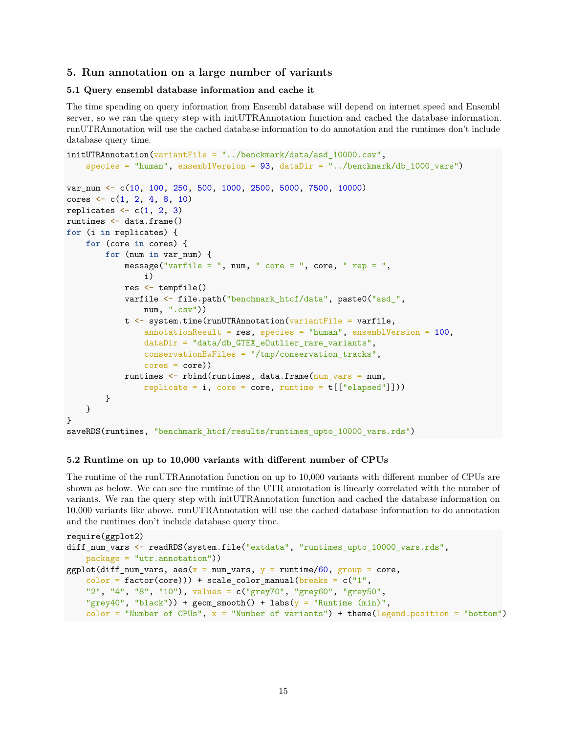## 5. Run annotation on a large number of variants

### 5.1 Query ensembl database information and cache it

The time spending on query information from Ensembl database will depend on internet speed and Ensembl server, so we ran the query step with initUTRAnnotation function and cached the database information. runUTRAnnotation will use the cached database information to do annotation and the runtimes don't include database query time.

```
initUTRAnnotation(variantFile = "../benckmark/data/asd_10000.csv",
    species = "human", ensemblVersion = 93, dataDir = "../benckmark/db_1000_vars")

var_num <- c(10, 100, 250, 500, 1000, 2500, 5000, 7500, 10000)
cores <- c(1, 2, 4, 8, 10)
replicates <- c(1, 2, 3)
runtimes <- data.frame()
for (i in replicates) {
    for (core in cores) {
        for (num in var_num) {
            message("varfile = ", num, " core = ", core, " rep = ",
                i)
            res <- tempfile()
            varfile <- file.path("benchmark_htcf/data", paste0("asd_",
                num, ".csv"))
            t <- system.time(runUTRAnnotation(variantFile = varfile,
                annotationResult = res, species = "human", ensemblVersion = 100,
                dataDir = "data/db_GTEX_eOutlier_rare_variants",
                conservationBwFiles = "/tmp/conservation_tracks",
                cores = core))
            runtimes <- rbind(runtimes, data.frame(num_vars = num,
                replicate = i, core = core, runtime = t[["elapsed"]]))
        }
    }
}
saveRDS(runtimes, "benchmark_htcf/results/runtimes_upto_10000_vars.rds")
```

### 5.2 Runtime on up to 10,000 variants with different number of CPUs

The runtime of the runUTRAnnotation function on up to 10,000 variants with different number of CPUs are shown as below. We can see the runtime of the UTR annotation is linearly correlated with the number of variants. We ran the query step with initUTRAnnotation function and cached the database information on 10,000 variants like above. runUTRAnnotation will use the cached database information to do annotation and the runtimes don't include database query time.

```
require(ggplot2)
diff_num_vars <- readRDS(system.file("extdata", "runtimes_upto_10000_vars.rds",
    package = "utr.annotation"))
ggplot(diff_num_vars, aes(x = num_vars, y = runtime/60, group = core,
    color = factor(core))) + scale_color_manual(breaks = c("1",
    "2", "4", "8", "10"), values = c("grey70", "grey60", "grey50",
    "grey40", "black")) + geom_smooth() + labs(y = "Runtime (min)",
    color = "Number of CPUs", x = "Number of variants") + theme(legend.position = "bottom")
```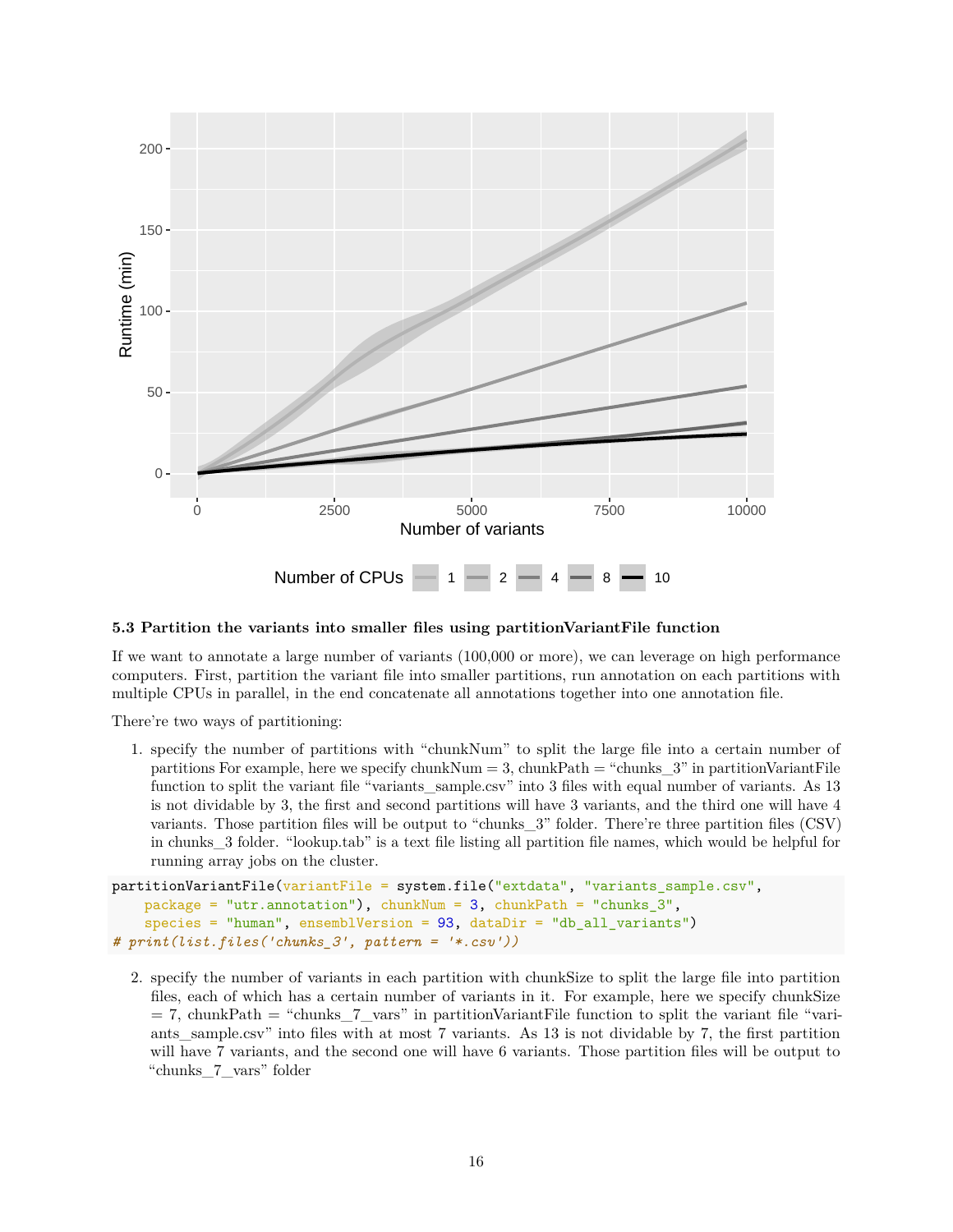### 5.3 Partition the variants into smaller files using partitionVariantFile function

If we want to annotate a large number of variants (100,000 or more), we can leverage on high performance computers. First, partition the variant file into smaller partitions, run annotation on each partitions with multiple CPUs in parallel, in the end concatenate all annotations together into one annotation file.

There're two ways of partitioning:

1. specify the number of partitions with "chunkNum" to split the large file into a certain number of partitions For example, here we specify chunkNum = 3, chunkPath = "chunks_3" in partitionVariantFile function to split the variant file "variants_sample.csv" into 3 files with equal number of variants. As 13 is not dividable by 3, the first and second partitions will have 3 variants, and the third one will have 4 variants. Those partition files will be output to "chunks_3" folder. There're three partition files (CSV) in chunks_3 folder. "lookup.tab" is a text file listing all partition file names, which would be helpful for running array jobs on the cluster.

```
partitionVariantFile(variantFile = system.file("extdata", "variants_sample.csv",
    package = "utr.annotation"), chunkNum = 3, chunkPath = "chunks_3",
    species = "human", ensemblVersion = 93, dataDir = "db_all_variants")
# print(list.files('chunks_3', pattern = '*.csv'))
```

2. specify the number of variants in each partition with chunkSize to split the large file into partition files, each of which has a certain number of variants in it. For example, here we specify chunkSize = 7, chunkPath = "chunks_7_vars" in partitionVariantFile function to split the variant file "variants_sample.csv" into files with at most 7 variants. As 13 is not dividable by 7, the first partition will have 7 variants, and the second one will have 6 variants. Those partition files will be output to "chunks_7_vars" folder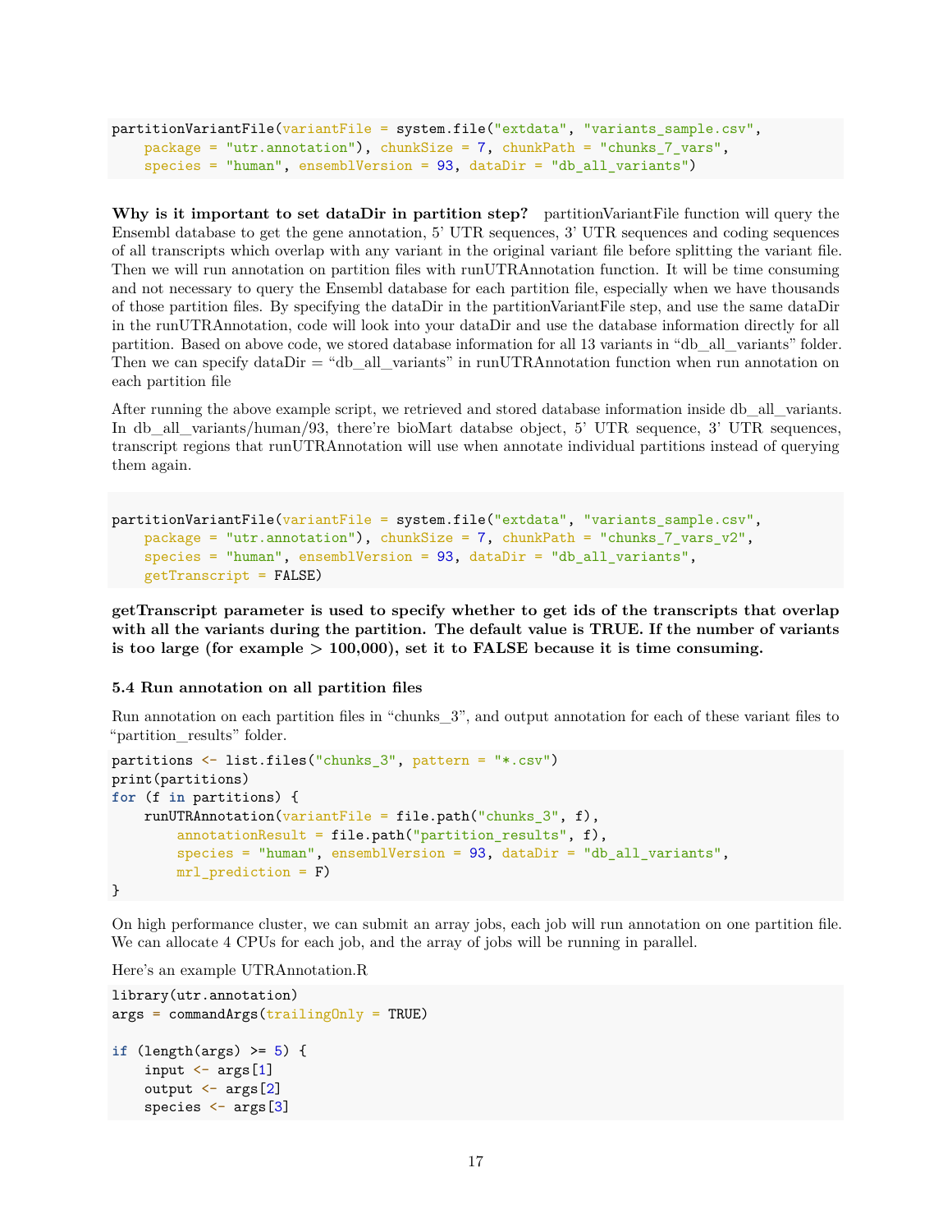```
partitionVariantFile(variantFile = system.file("extdata", "variants_sample.csv",
    package = "utr.annotation"), chunkSize = 7, chunkPath = "chunks_7_vars",
    species = "human", ensemblVersion = 93, dataDir = "db_all_variants")
```

**Why is it important to set dataDir in partition step?** partitionVariantFile function will query the Ensembl database to get the gene annotation, 5' UTR sequences, 3' UTR sequences and coding sequences of all transcripts which overlap with any variant in the original variant file before splitting the variant file. Then we will run annotation on partition files with runUTRAnnotation function. It will be time consuming and not necessary to query the Ensembl database for each partition file, especially when we have thousands of those partition files. By specifying the dataDir in the partitionVariantFile step, and use the same dataDir in the runUTRAnnotation, code will look into your dataDir and use the database information directly for all partition. Based on above code, we stored database information for all 13 variants in "db_all_variants" folder. Then we can specify dataDir = "db_all_variants" in runUTRAnnotation function when run annotation on each partition file

After running the above example script, we retrieved and stored database information inside db_all_variants. In db_all_variants/human/93, there're bioMart databse object, 5' UTR sequence, 3' UTR sequences, transcript regions that runUTRAnnotation will use when annotate individual partitions instead of querying them again.

```
partitionVariantFile(variantFile = system.file("extdata", "variants_sample.csv",
    package = "utr.annotation"), chunkSize = 7, chunkPath = "chunks_7_vars_v2",
    species = "human", ensemblVersion = 93, dataDir = "db_all_variants",
    getTranscript = FALSE)
```

**getTranscript parameter is used to specify whether to get ids of the transcripts that overlap with all the variants during the partition. The default value is TRUE. If the number of variants is too large (for example > 100,000), set it to FALSE because it is time consuming.**

### 5.4 Run annotation on all partition files

Run annotation on each partition files in "chunks_3", and output annotation for each of these variant files to "partition_results" folder.

```
partitions <- list.files("chunks_3", pattern = "*.csv")
print(partitions)
for (f in partitions) {
    runUTRAnnotation(variantFile = file.path("chunks_3", f),
        annotationResult = file.path("partition_results", f),
        species = "human", ensemblVersion = 93, dataDir = "db_all_variants",
        mrl_prediction = F)
}
```

On high performance cluster, we can submit an array jobs, each job will run annotation on one partition file. We can allocate 4 CPUs for each job, and the array of jobs will be running in parallel.

Here's an example UTRAnnotation.R

```
library(utr.annotation)
args = commandArgs(trailingOnly = TRUE)

if (length(args) >= 5) {
    input <- args[1]
    output <- args[2]
    species <- args[3]
```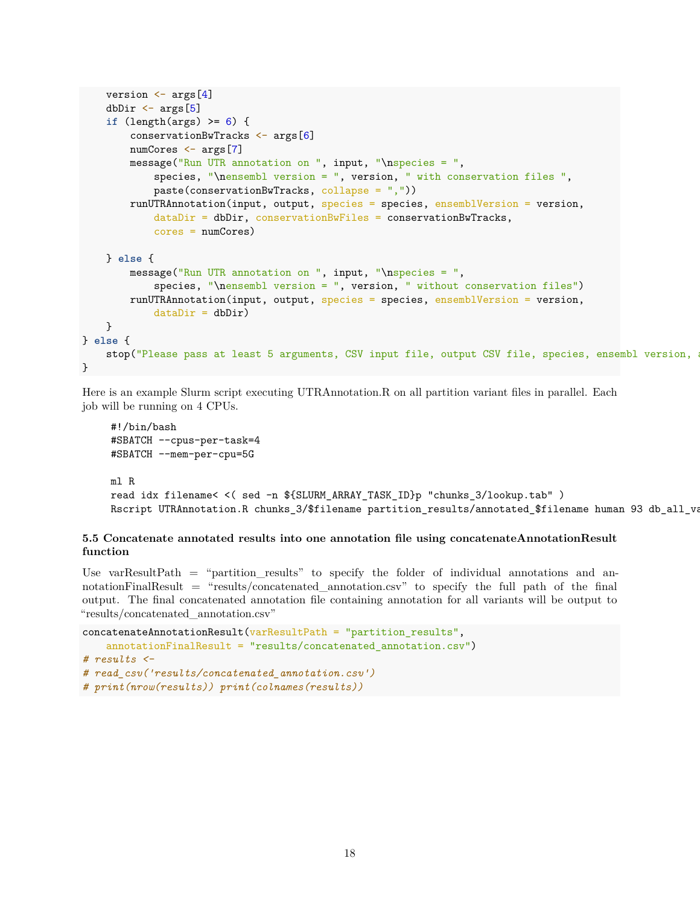```
    version <- args[4]
    dbDir <- args[5]
    if (length(args) >= 6) {
        conservationBwTracks <- args[6]
        numCores <- args[7]
        message("Run UTR annotation on ", input, "\nspecies = ",
            species, "\nensembl version = ", version, " with conservation files ",
            paste(conservationBwTracks, collapse = ","))
        runUTRAnnotation(input, output, species = species, ensemblVersion = version,
            dataDir = dbDir, conservationBwFiles = conservationBwTracks,
            cores = numCores)

    } else {
        message("Run UTR annotation on ", input, "\nspecies = ",
            species, "\nensembl version = ", version, " without conservation files")
        runUTRAnnotation(input, output, species = species, ensemblVersion = version,
            dataDir = dbDir)
    }
} else {
    stop("Please pass at least 5 arguments, CSV input file, output CSV file, species, ensembl version, a
}
```

Here is an example Slurm script executing UTRAnnotation.R on all partition variant files in parallel. Each job will be running on 4 CPUs.

```
#!/bin/bash
#SBATCH --cpus-per-task=4
#SBATCH --mem-per-cpu=5G

ml R
read idx filename< <( sed -n ${SLURM_ARRAY_TASK_ID}p "chunks_3/lookup.tab" )
Rscript UTRAnnotation.R chunks_3/$filename partition_results/annotated_$filename human 93 db_all_va
```

### 5.5 Concatenate annotated results into one annotation file using concatenateAnnotationResult function

Use varResultPath = "partition_results" to specify the folder of individual annotations and annotationFinalResult = "results/concatenated_annotation.csv" to specify the full path of the final output. The final concatenated annotation file containing annotation for all variants will be output to "results/concatenated_annotation.csv"

```
concatenateAnnotationResult(varResultPath = "partition_results",
    annotationFinalResult = "results/concatenated_annotation.csv")
# results <-
# read_csv('results/concatenated_annotation.csv')
# print(nrow(results)) print(colnames(results))
```